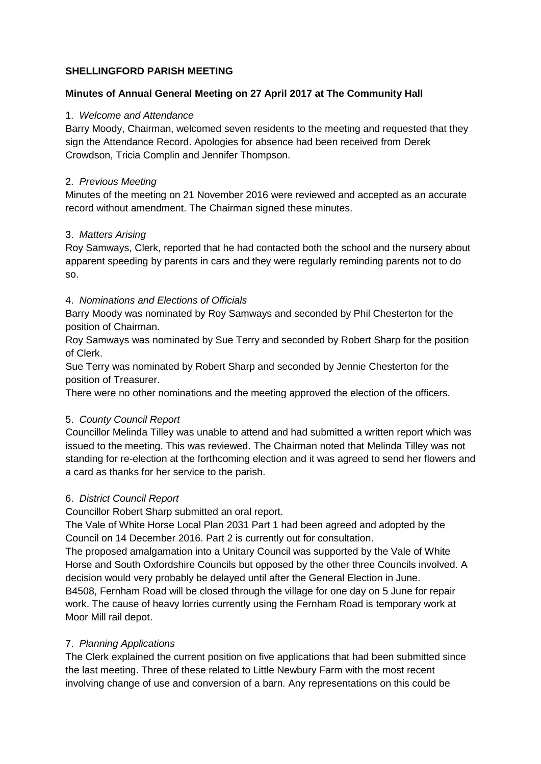**SHELLINGFORD PARISH MEETING**

**Minutes of Annual General Meeting on 27 April 2017 at The Community Hall**

1. *Welcome and Attendance*

Barry Moody, Chairman, welcomed seven residents to the meeting and requested that they sign the Attendance Record. Apologies for absence had been received from Derek Crowdson, Tricia Complin and Jennifer Thompson.

2. *Previous Meeting*

Minutes of the meeting on 21 November 2016 were reviewed and accepted as an accurate record without amendment. The Chairman signed these minutes.

3. *Matters Arising*

Roy Samways, Clerk, reported that he had contacted both the school and the nursery about apparent speeding by parents in cars and they were regularly reminding parents not to do so.

4. *Nominations and Elections of Officials*

Barry Moody was nominated by Roy Samways and seconded by Phil Chesterton for the position of Chairman.

Roy Samways was nominated by Sue Terry and seconded by Robert Sharp for the position of Clerk.

Sue Terry was nominated by Robert Sharp and seconded by Jennie Chesterton for the position of Treasurer.

There were no other nominations and the meeting approved the election of the officers.

5. *County Council Report*

Councillor Melinda Tilley was unable to attend and had submitted a written report which was issued to the meeting. This was reviewed. The Chairman noted that Melinda Tilley was not standing for re-election at the forthcoming election and it was agreed to send her flowers and a card as thanks for her service to the parish.

6. *District Council Report*

Councillor Robert Sharp submitted an oral report.

The Vale of White Horse Local Plan 2031 Part 1 had been agreed and adopted by the Council on 14 December 2016. Part 2 is currently out for consultation.

The proposed amalgamation into a Unitary Council was supported by the Vale of White Horse and South Oxfordshire Councils but opposed by the other three Councils involved. A decision would very probably be delayed until after the General Election in June.

B4508, Fernham Road will be closed through the village for one day on 5 June for repair work. The cause of heavy lorries currently using the Fernham Road is temporary work at Moor Mill rail depot.

7. *Planning Applications*

The Clerk explained the current position on five applications that had been submitted since the last meeting. Three of these related to Little Newbury Farm with the most recent involving change of use and conversion of a barn. Any representations on this could be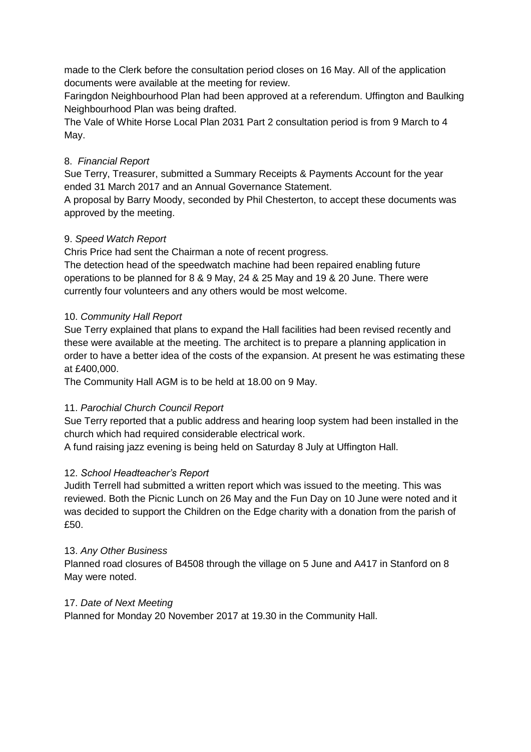made to the Clerk before the consultation period closes on 16 May. All of the application documents were available at the meeting for review.

Faringdon Neighbourhood Plan had been approved at a referendum. Uffington and Baulking Neighbourhood Plan was being drafted.

The Vale of White Horse Local Plan 2031 Part 2 consultation period is from 9 March to 4 May.

8. *Financial Report*

Sue Terry, Treasurer, submitted a Summary Receipts & Payments Account for the year ended 31 March 2017 and an Annual Governance Statement.

A proposal by Barry Moody, seconded by Phil Chesterton, to accept these documents was approved by the meeting.

9. *Speed Watch Report*

Chris Price had sent the Chairman a note of recent progress.

The detection head of the speedwatch machine had been repaired enabling future operations to be planned for 8 & 9 May, 24 & 25 May and 19 & 20 June. There were currently four volunteers and any others would be most welcome.

10. *Community Hall Report*

Sue Terry explained that plans to expand the Hall facilities had been revised recently and these were available at the meeting. The architect is to prepare a planning application in order to have a better idea of the costs of the expansion. At present he was estimating these at £400,000.

The Community Hall AGM is to be held at 18.00 on 9 May.

11. *Parochial Church Council Report*

Sue Terry reported that a public address and hearing loop system had been installed in the church which had required considerable electrical work.

A fund raising jazz evening is being held on Saturday 8 July at Uffington Hall.

12. *School Headteacher's Report*

Judith Terrell had submitted a written report which was issued to the meeting. This was reviewed. Both the Picnic Lunch on 26 May and the Fun Day on 10 June were noted and it was decided to support the Children on the Edge charity with a donation from the parish of £50.

13. *Any Other Business*

Planned road closures of B4508 through the village on 5 June and A417 in Stanford on 8 May were noted.

17. *Date of Next Meeting*

Planned for Monday 20 November 2017 at 19.30 in the Community Hall.